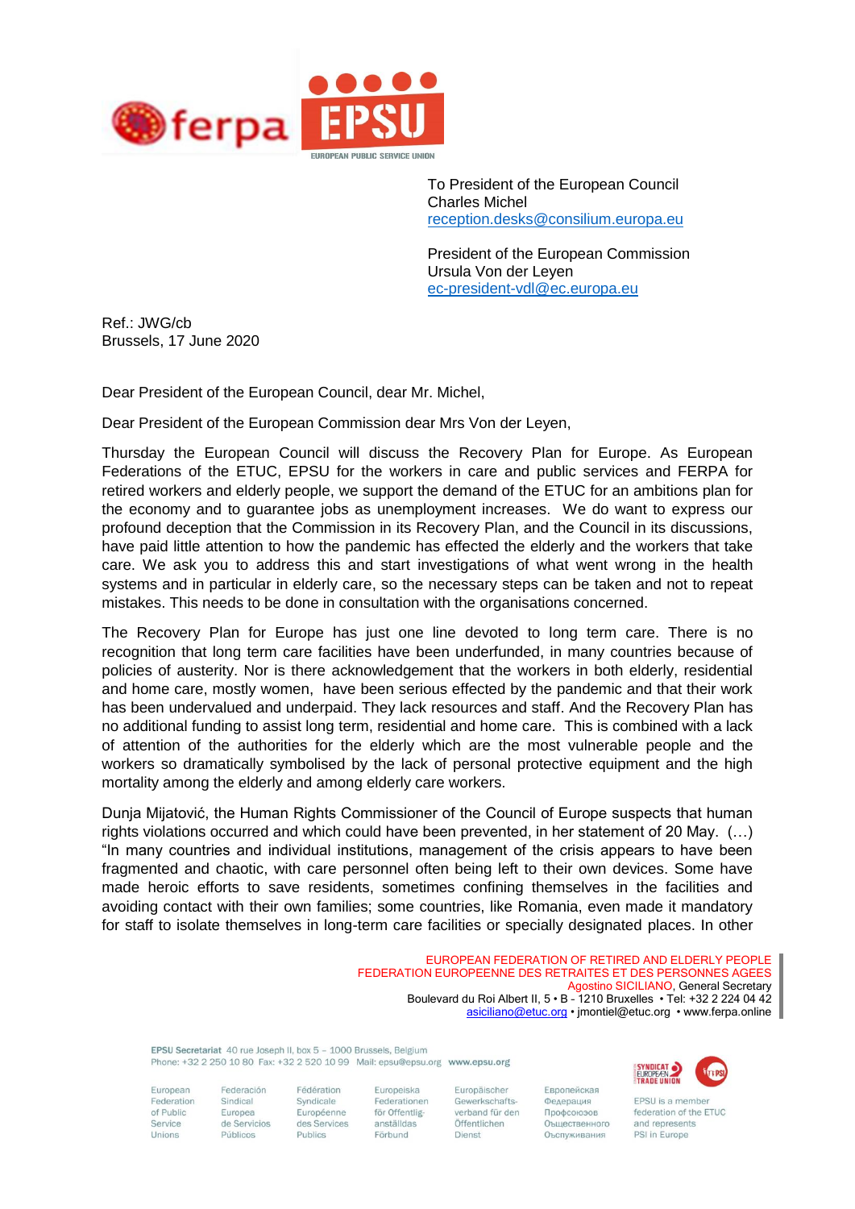To President of the European Council
Charles Michel
reception.desks@consilium.europa.eu

President of the European Commission
Ursula Von der Leyen
ec-president-vdl@ec.europa.eu

Ref.: JWG/cb
Brussels, 17 June 2020

Dear President of the European Council, dear Mr. Michel,

Dear President of the European Commission dear Mrs Von der Leyen,

Thursday the European Council will discuss the Recovery Plan for Europe. As European Federations of the ETUC, EPSU for the workers in care and public services and FERPA for retired workers and elderly people, we support the demand of the ETUC for an ambitions plan for the economy and to guarantee jobs as unemployment increases. We do want to express our profound deception that the Commission in its Recovery Plan, and the Council in its discussions, have paid little attention to how the pandemic has effected the elderly and the workers that take care. We ask you to address this and start investigations of what went wrong in the health systems and in particular in elderly care, so the necessary steps can be taken and not to repeat mistakes. This needs to be done in consultation with the organisations concerned.

The Recovery Plan for Europe has just one line devoted to long term care. There is no recognition that long term care facilities have been underfunded, in many countries because of policies of austerity. Nor is there acknowledgement that the workers in both elderly, residential and home care, mostly women, have been serious effected by the pandemic and that their work has been undervalued and underpaid. They lack resources and staff. And the Recovery Plan has no additional funding to assist long term, residential and home care. This is combined with a lack of attention of the authorities for the elderly which are the most vulnerable people and the workers so dramatically symbolised by the lack of personal protective equipment and the high mortality among the elderly and among elderly care workers.

Dunja Mijatović, the Human Rights Commissioner of the Council of Europe suspects that human rights violations occurred and which could have been prevented, in her statement of 20 May. (…) "In many countries and individual institutions, management of the crisis appears to have been fragmented and chaotic, with care personnel often being left to their own devices. Some have made heroic efforts to save residents, sometimes confining themselves in the facilities and avoiding contact with their own families; some countries, like Romania, even made it mandatory for staff to isolate themselves in long-term care facilities or specially designated places. In other

EUROPEAN FEDERATION OF RETIRED AND ELDERLY PEOPLE
FEDERATION EUROPEENNE DES RETRAITES ET DES PERSONNES AGEES
Agostino SICILIANO, General Secretary
Boulevard du Roi Albert II, 5 • B - 1210 Bruxelles • Tel: +32 2 224 04 42
asiciliano@etuc.org • jmontiel@etuc.org • www.ferpa.online

EPSU Secretariat 40 rue Joseph II, box 5 – 1000 Brussels, Belgium
Phone: +32 2 250 10 80 Fax: +32 2 520 10 99 Mail: epsu@epsu.org www.epsu.org

European Federation of Public Service Unions | Federación Sindical Europea de Servicios Públicos | Fédération Syndicale Européenne des Services Publics | Europeiska Federationen för Offentliganställdas Förbund | Europäischer Gewerkschaftsverband für den Öffentlichen Dienst | Европейская Федерация Профсоюзов Общественного Обслуживания

EPSU is a member federation of the ETUC and represents PSI in Europe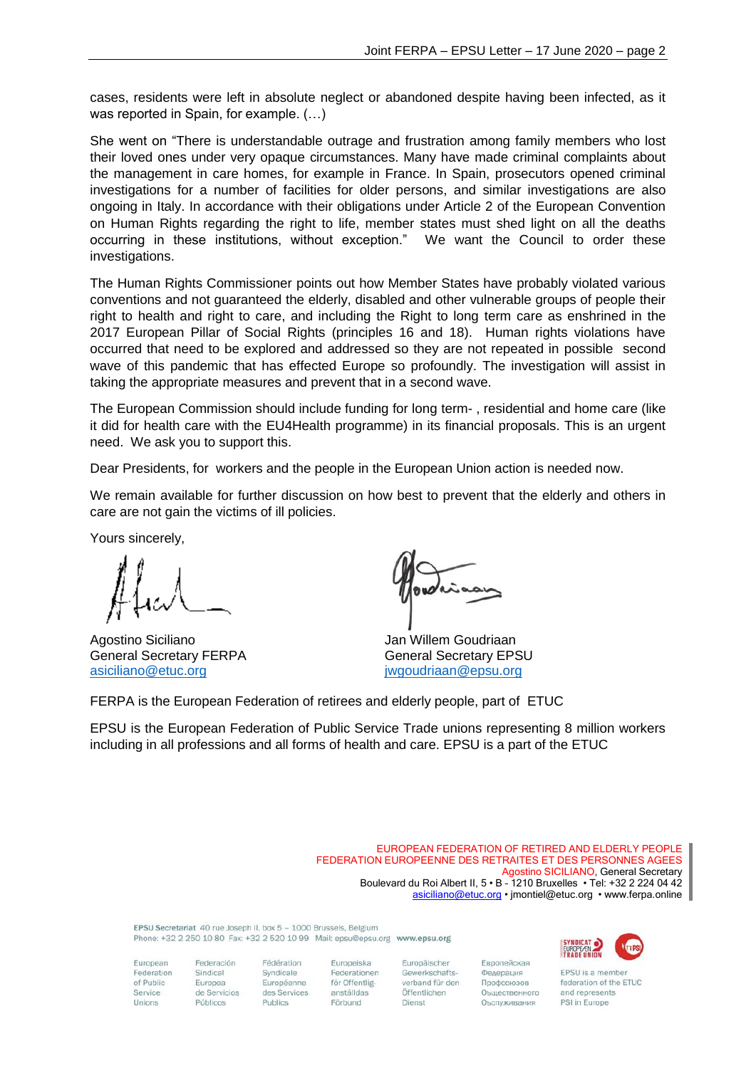cases, residents were left in absolute neglect or abandoned despite having been infected, as it was reported in Spain, for example. (…)

She went on "There is understandable outrage and frustration among family members who lost their loved ones under very opaque circumstances. Many have made criminal complaints about the management in care homes, for example in France. In Spain, prosecutors opened criminal investigations for a number of facilities for older persons, and similar investigations are also ongoing in Italy. In accordance with their obligations under Article 2 of the European Convention on Human Rights regarding the right to life, member states must shed light on all the deaths occurring in these institutions, without exception." We want the Council to order these investigations.

The Human Rights Commissioner points out how Member States have probably violated various conventions and not guaranteed the elderly, disabled and other vulnerable groups of people their right to health and right to care, and including the Right to long term care as enshrined in the 2017 European Pillar of Social Rights (principles 16 and 18). Human rights violations have occurred that need to be explored and addressed so they are not repeated in possible second wave of this pandemic that has effected Europe so profoundly. The investigation will assist in taking the appropriate measures and prevent that in a second wave.

The European Commission should include funding for long term- , residential and home care (like it did for health care with the EU4Health programme) in its financial proposals. This is an urgent need. We ask you to support this.

Dear Presidents, for workers and the people in the European Union action is needed now.

We remain available for further discussion on how best to prevent that the elderly and others in care are not gain the victims of ill policies.

Yours sincerely,

Agostino Siciliano
General Secretary FERPA
asiciliano@etuc.org

Jan Willem Goudriaan
General Secretary EPSU
jwgoudriaan@epsu.org

FERPA is the European Federation of retirees and elderly people, part of ETUC

EPSU is the European Federation of Public Service Trade unions representing 8 million workers including in all professions and all forms of health and care. EPSU is a part of the ETUC

EUROPEAN FEDERATION OF RETIRED AND ELDERLY PEOPLE
FEDERATION EUROPEENNE DES RETRAITES ET DES PERSONNES AGEES
Agostino SICILIANO, General Secretary
Boulevard du Roi Albert II, 5 • B - 1210 Bruxelles • Tel: +32 2 224 04 42
asiciliano@etuc.org • jmontiel@etuc.org • www.ferpa.online

EPSU Secretariat 40 rue Joseph II, box 5 – 1000 Brussels, Belgium
Phone: +32 2 250 10 80 Fax: +32 2 520 10 99 Mail: epsu@epsu.org www.epsu.org

European Federation of Public Service Unions
Federación Sindical Europea de Servicios Públicos
Fédération Syndicale Européenne des Services Publics
Europeiska Federationen för Offentliganställdas Förbund
Europäischer Gewerkschaftsverband für den Öffentlichen Dienst
Европейская Федерация Профсоюзов Общественного Обслуживания

EPSU is a member federation of the ETUC and represents PSI in Europe